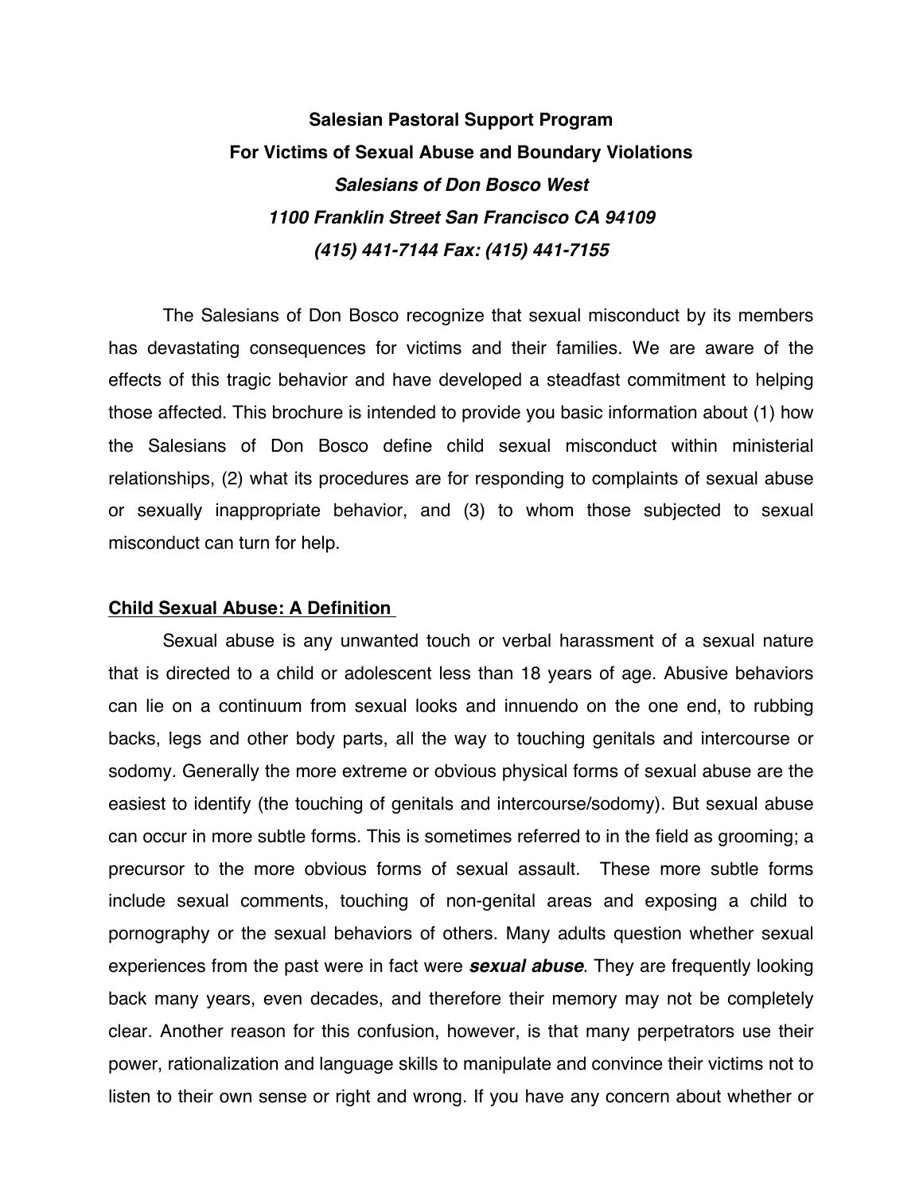**Salesian Pastoral Support Program**
**For Victims of Sexual Abuse and Boundary Violations**
***Salesians of Don Bosco West***
***1100 Franklin Street San Francisco CA 94109***
***(415) 441-7144 Fax: (415) 441-7155***

The Salesians of Don Bosco recognize that sexual misconduct by its members has devastating consequences for victims and their families. We are aware of the effects of this tragic behavior and have developed a steadfast commitment to helping those affected. This brochure is intended to provide you basic information about (1) how the Salesians of Don Bosco define child sexual misconduct within ministerial relationships, (2) what its procedures are for responding to complaints of sexual abuse or sexually inappropriate behavior, and (3) to whom those subjected to sexual misconduct can turn for help.

## Child Sexual Abuse: A Definition

Sexual abuse is any unwanted touch or verbal harassment of a sexual nature that is directed to a child or adolescent less than 18 years of age. Abusive behaviors can lie on a continuum from sexual looks and innuendo on the one end, to rubbing backs, legs and other body parts, all the way to touching genitals and intercourse or sodomy. Generally the more extreme or obvious physical forms of sexual abuse are the easiest to identify (the touching of genitals and intercourse/sodomy). But sexual abuse can occur in more subtle forms. This is sometimes referred to in the field as grooming; a precursor to the more obvious forms of sexual assault. These more subtle forms include sexual comments, touching of non-genital areas and exposing a child to pornography or the sexual behaviors of others. Many adults question whether sexual experiences from the past were in fact were ***sexual abuse***. They are frequently looking back many years, even decades, and therefore their memory may not be completely clear. Another reason for this confusion, however, is that many perpetrators use their power, rationalization and language skills to manipulate and convince their victims not to listen to their own sense or right and wrong. If you have any concern about whether or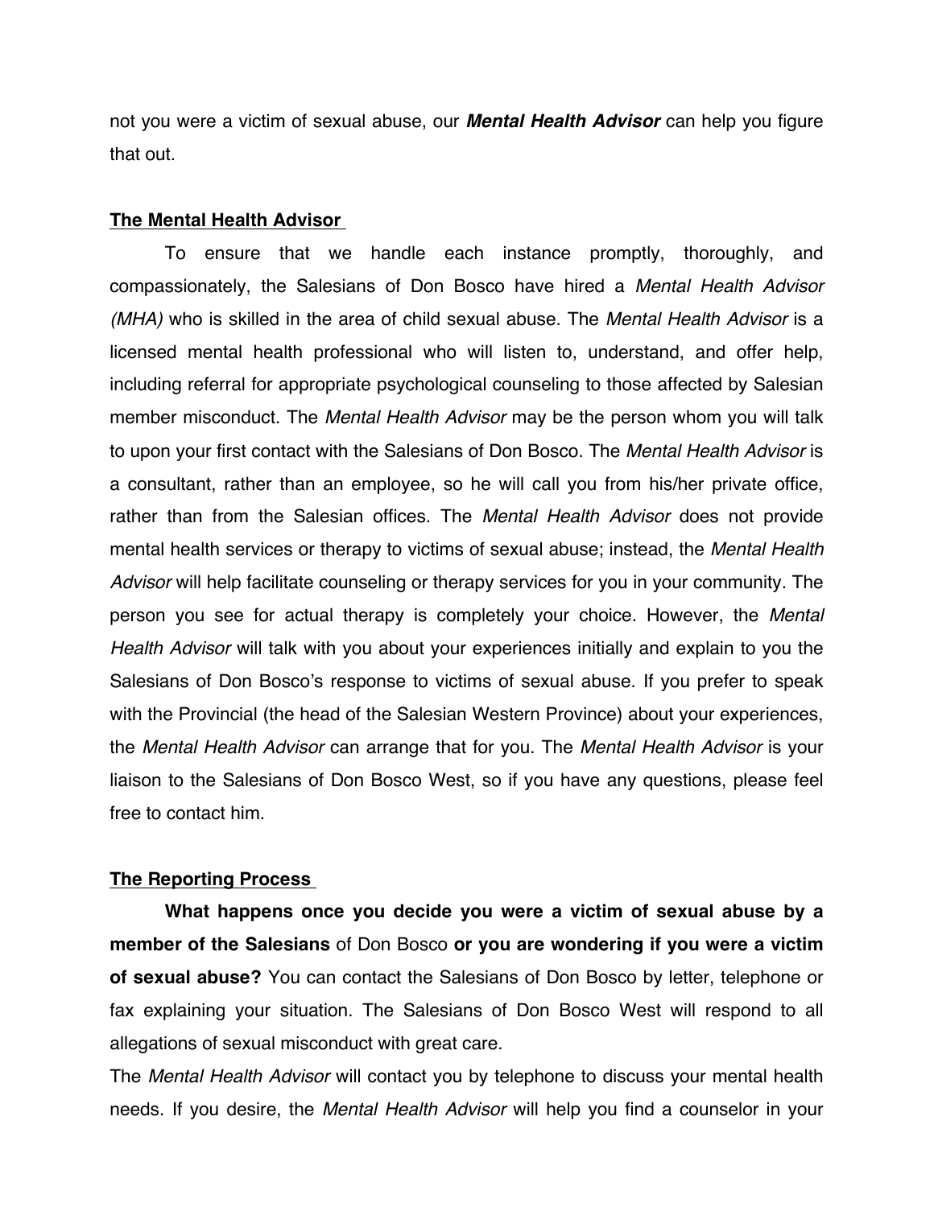not you were a victim of sexual abuse, our ***Mental Health Advisor*** can help you figure that out.

## The Mental Health Advisor

To ensure that we handle each instance promptly, thoroughly, and compassionately, the Salesians of Don Bosco have hired a *Mental Health Advisor (MHA)* who is skilled in the area of child sexual abuse. The *Mental Health Advisor* is a licensed mental health professional who will listen to, understand, and offer help, including referral for appropriate psychological counseling to those affected by Salesian member misconduct. The *Mental Health Advisor* may be the person whom you will talk to upon your first contact with the Salesians of Don Bosco. The *Mental Health Advisor* is a consultant, rather than an employee, so he will call you from his/her private office, rather than from the Salesian offices. The *Mental Health Advisor* does not provide mental health services or therapy to victims of sexual abuse; instead, the *Mental Health Advisor* will help facilitate counseling or therapy services for you in your community. The person you see for actual therapy is completely your choice. However, the *Mental Health Advisor* will talk with you about your experiences initially and explain to you the Salesians of Don Bosco's response to victims of sexual abuse. If you prefer to speak with the Provincial (the head of the Salesian Western Province) about your experiences, the *Mental Health Advisor* can arrange that for you. The *Mental Health Advisor* is your liaison to the Salesians of Don Bosco West, so if you have any questions, please feel free to contact him.

## The Reporting Process

**What happens once you decide you were a victim of sexual abuse by a member of the Salesians** of Don Bosco **or you are wondering if you were a victim of sexual abuse?** You can contact the Salesians of Don Bosco by letter, telephone or fax explaining your situation. The Salesians of Don Bosco West will respond to all allegations of sexual misconduct with great care.

The *Mental Health Advisor* will contact you by telephone to discuss your mental health needs. If you desire, the *Mental Health Advisor* will help you find a counselor in your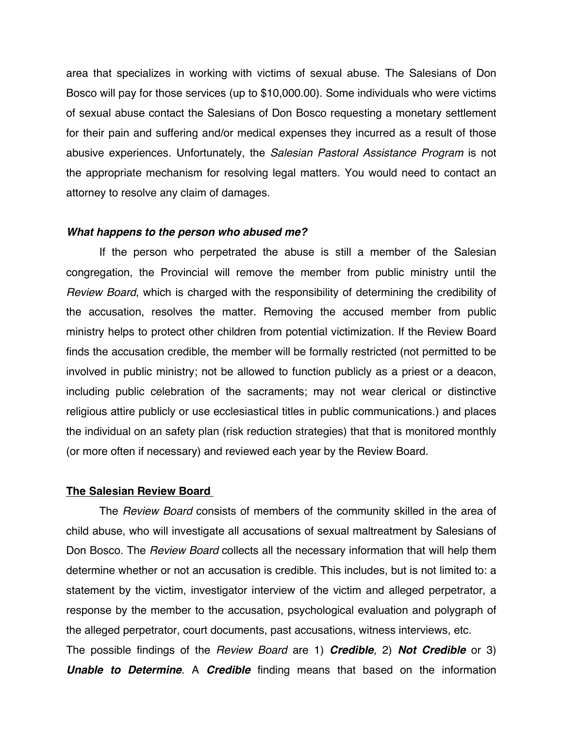area that specializes in working with victims of sexual abuse. The Salesians of Don Bosco will pay for those services (up to $10,000.00). Some individuals who were victims of sexual abuse contact the Salesians of Don Bosco requesting a monetary settlement for their pain and suffering and/or medical expenses they incurred as a result of those abusive experiences. Unfortunately, the *Salesian Pastoral Assistance Program* is not the appropriate mechanism for resolving legal matters. You would need to contact an attorney to resolve any claim of damages.

***What happens to the person who abused me?***

If the person who perpetrated the abuse is still a member of the Salesian congregation, the Provincial will remove the member from public ministry until the *Review Board*, which is charged with the responsibility of determining the credibility of the accusation, resolves the matter. Removing the accused member from public ministry helps to protect other children from potential victimization. If the Review Board finds the accusation credible, the member will be formally restricted (not permitted to be involved in public ministry; not be allowed to function publicly as a priest or a deacon, including public celebration of the sacraments; may not wear clerical or distinctive religious attire publicly or use ecclesiastical titles in public communications.) and places the individual on an safety plan (risk reduction strategies) that that is monitored monthly (or more often if necessary) and reviewed each year by the Review Board.

## The Salesian Review Board

The *Review Board* consists of members of the community skilled in the area of child abuse, who will investigate all accusations of sexual maltreatment by Salesians of Don Bosco. The *Review Board* collects all the necessary information that will help them determine whether or not an accusation is credible. This includes, but is not limited to: a statement by the victim, investigator interview of the victim and alleged perpetrator, a response by the member to the accusation, psychological evaluation and polygraph of the alleged perpetrator, court documents, past accusations, witness interviews, etc.

The possible findings of the *Review Board* are 1) ***Credible***, 2) ***Not Credible*** or 3) ***Unable to Determine***. A ***Credible*** finding means that based on the information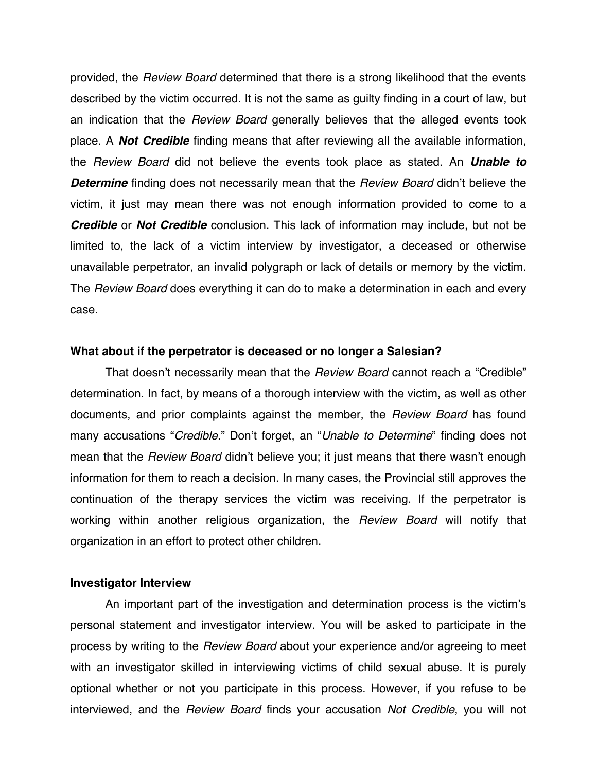provided, the *Review Board* determined that there is a strong likelihood that the events described by the victim occurred. It is not the same as guilty finding in a court of law, but an indication that the *Review Board* generally believes that the alleged events took place. A ***Not Credible*** finding means that after reviewing all the available information, the *Review Board* did not believe the events took place as stated. An ***Unable to Determine*** finding does not necessarily mean that the *Review Board* didn't believe the victim, it just may mean there was not enough information provided to come to a ***Credible*** or ***Not Credible*** conclusion. This lack of information may include, but not be limited to, the lack of a victim interview by investigator, a deceased or otherwise unavailable perpetrator, an invalid polygraph or lack of details or memory by the victim. The *Review Board* does everything it can do to make a determination in each and every case.

**What about if the perpetrator is deceased or no longer a Salesian?**

That doesn't necessarily mean that the *Review Board* cannot reach a "Credible" determination. In fact, by means of a thorough interview with the victim, as well as other documents, and prior complaints against the member, the *Review Board* has found many accusations "*Credible*." Don't forget, an "*Unable to Determine*" finding does not mean that the *Review Board* didn't believe you; it just means that there wasn't enough information for them to reach a decision. In many cases, the Provincial still approves the continuation of the therapy services the victim was receiving. If the perpetrator is working within another religious organization, the *Review Board* will notify that organization in an effort to protect other children.

**<u>Investigator Interview</u>**

An important part of the investigation and determination process is the victim's personal statement and investigator interview. You will be asked to participate in the process by writing to the *Review Board* about your experience and/or agreeing to meet with an investigator skilled in interviewing victims of child sexual abuse. It is purely optional whether or not you participate in this process. However, if you refuse to be interviewed, and the *Review Board* finds your accusation *Not Credible*, you will not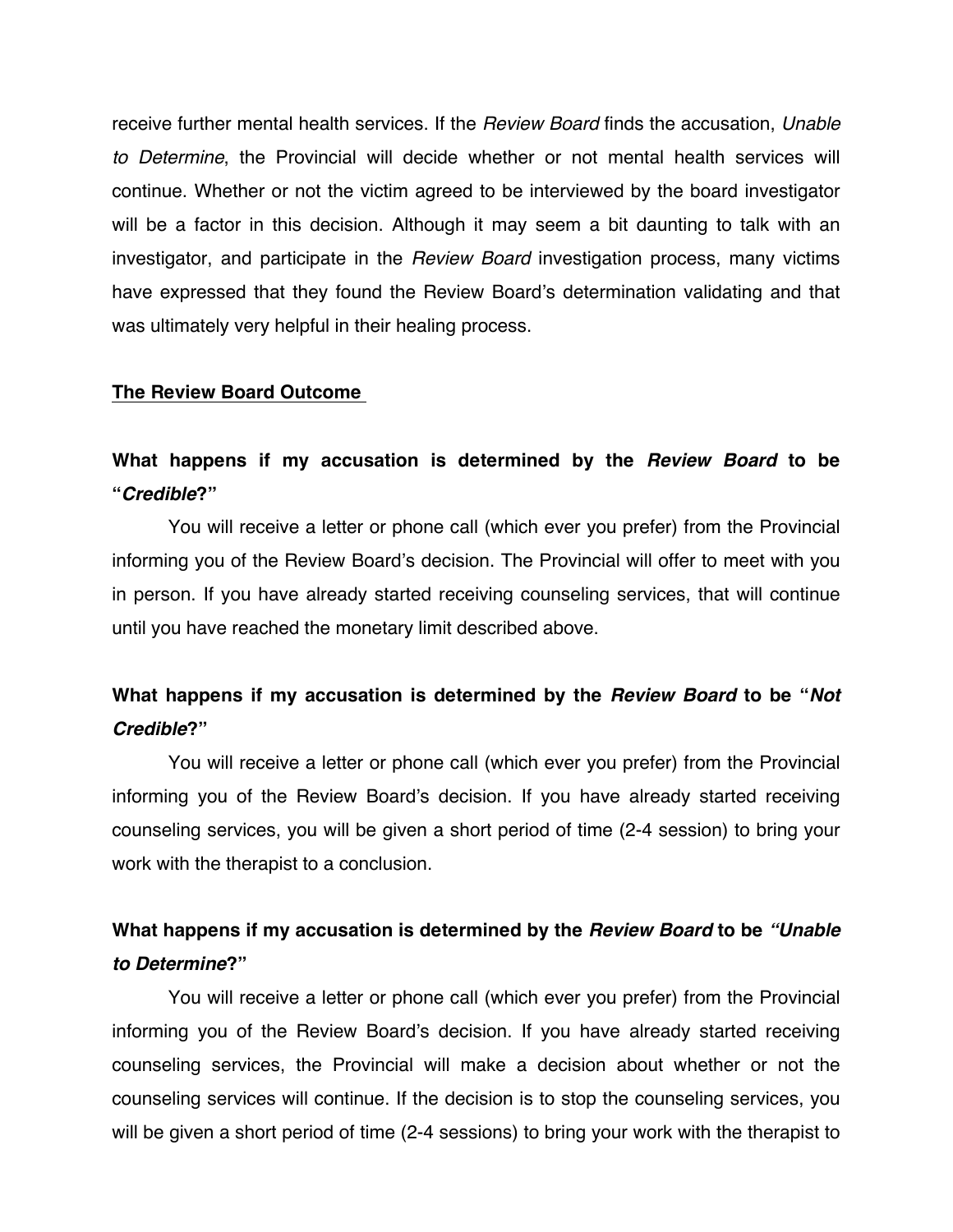receive further mental health services. If the *Review Board* finds the accusation, *Unable to Determine*, the Provincial will decide whether or not mental health services will continue. Whether or not the victim agreed to be interviewed by the board investigator will be a factor in this decision. Although it may seem a bit daunting to talk with an investigator, and participate in the *Review Board* investigation process, many victims have expressed that they found the Review Board's determination validating and that was ultimately very helpful in their healing process.

**The Review Board Outcome**

### What happens if my accusation is determined by the *Review Board* to be "*Credible*?"

You will receive a letter or phone call (which ever you prefer) from the Provincial informing you of the Review Board's decision. The Provincial will offer to meet with you in person. If you have already started receiving counseling services, that will continue until you have reached the monetary limit described above.

### What happens if my accusation is determined by the *Review Board* to be "*Not Credible*?"

You will receive a letter or phone call (which ever you prefer) from the Provincial informing you of the Review Board's decision. If you have already started receiving counseling services, you will be given a short period of time (2-4 session) to bring your work with the therapist to a conclusion.

### What happens if my accusation is determined by the *Review Board* to be *"Unable to Determine*?"

You will receive a letter or phone call (which ever you prefer) from the Provincial informing you of the Review Board's decision. If you have already started receiving counseling services, the Provincial will make a decision about whether or not the counseling services will continue. If the decision is to stop the counseling services, you will be given a short period of time (2-4 sessions) to bring your work with the therapist to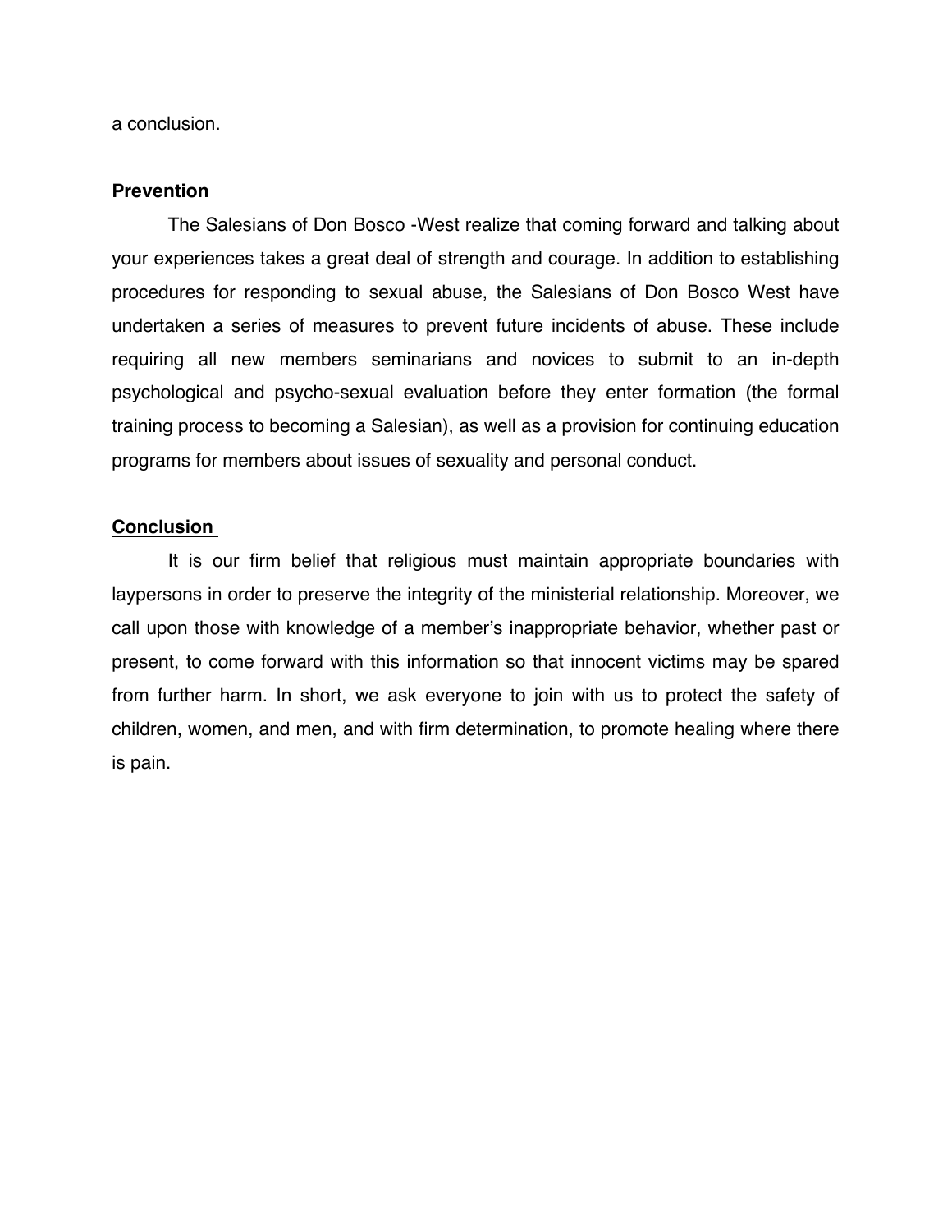a conclusion.

**Prevention**

The Salesians of Don Bosco -West realize that coming forward and talking about your experiences takes a great deal of strength and courage. In addition to establishing procedures for responding to sexual abuse, the Salesians of Don Bosco West have undertaken a series of measures to prevent future incidents of abuse. These include requiring all new members seminarians and novices to submit to an in-depth psychological and psycho-sexual evaluation before they enter formation (the formal training process to becoming a Salesian), as well as a provision for continuing education programs for members about issues of sexuality and personal conduct.

**Conclusion**

It is our firm belief that religious must maintain appropriate boundaries with laypersons in order to preserve the integrity of the ministerial relationship. Moreover, we call upon those with knowledge of a member's inappropriate behavior, whether past or present, to come forward with this information so that innocent victims may be spared from further harm. In short, we ask everyone to join with us to protect the safety of children, women, and men, and with firm determination, to promote healing where there is pain.